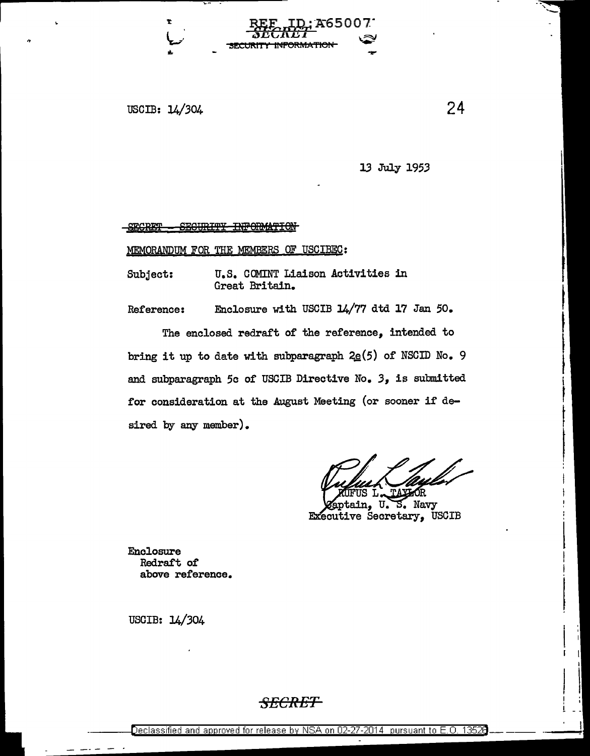REF ID:A65007

SECRET

~~SECURITY INFORMATION~~

USCIB: 14/304

24

13 July 1953

~~SECRET - SECURITY INFORMATION~~

MEMORANDUM FOR THE MEMBERS OF USCIBEC:

Subject: U.S. COMINT Liaison Activities in Great Britain.

Reference: Enclosure with USCIB 14/77 dtd 17 Jan 50.

The enclosed redraft of the reference, intended to bring it up to date with subparagraph 2e(5) of NSCID No. 9 and subparagraph 5c of USCIB Directive No. 3, is submitted for consideration at the August Meeting (or sooner if desired by any member).

RUFUS L. TAYLOR
Captain, U. S. Navy
Executive Secretary, USCIB

Enclosure
Redraft of
above reference.

USCIB: 14/304

SECRET

Declassified and approved for release by NSA on 02-27-2014 pursuant to E.O. 13526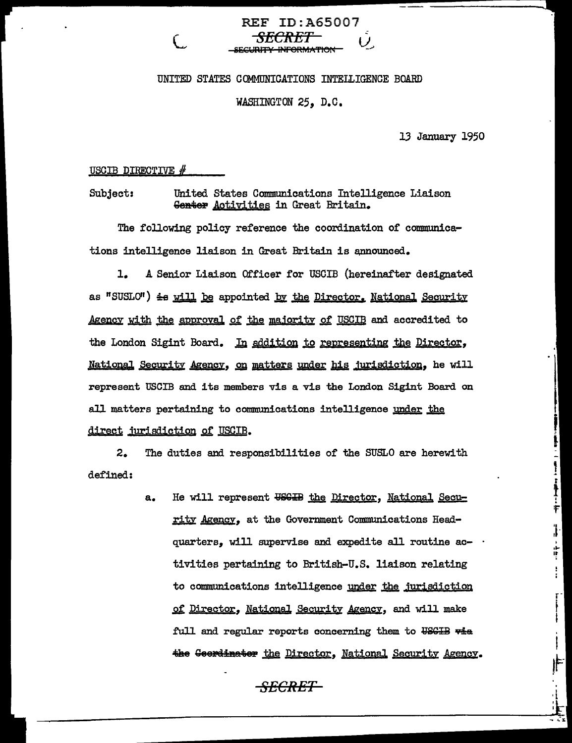REF ID:A65007

~~SECRET~~
~~SECURITY INFORMATION~~

UNITED STATES COMMUNICATIONS INTELLIGENCE BOARD

WASHINGTON 25, D.C.

13 January 1950

USCIB DIRECTIVE # ______

Subject: United States Communications Intelligence Liaison ~~Center~~ Activities in Great Britain.

The following policy reference the coordination of communications intelligence liaison in Great Britain is announced.

1. A Senior Liaison Officer for USCIB (hereinafter designated as "SUSLO") ~~is~~ will be appointed by the Director, National Security Agency with the approval of the majority of USCIB and accredited to the London Sigint Board. In addition to representing the Director, National Security Agency, on matters under his jurisdiction, he will represent USCIB and its members vis a vis the London Sigint Board on all matters pertaining to communications intelligence under the direct jurisdiction of USCIB.

2. The duties and responsibilities of the SUSLO are herewith defined:

   a. He will represent ~~USCIB~~ the Director, National Security Agency, at the Government Communications Headquarters, will supervise and expedite all routine activities pertaining to British-U.S. liaison relating to communications intelligence under the jurisdiction of Director, National Security Agency, and will make full and regular reports concerning them to ~~USCIB via the Coordinator~~ the Director, National Security Agency.

~~SECRET~~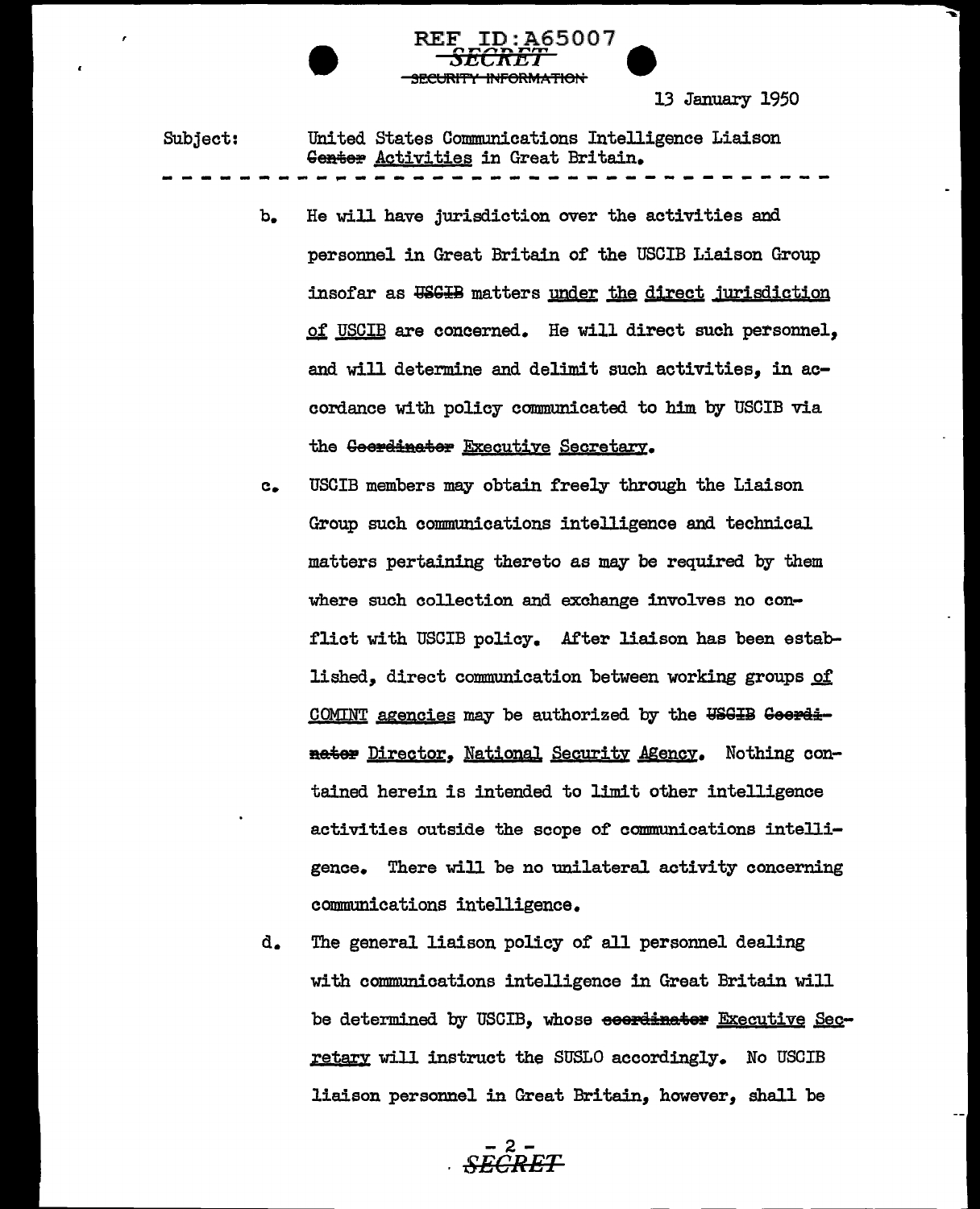REF ID:A65007

SECRET

~~SECURITY INFORMATION~~

13 January 1950

Subject: United States Communications Intelligence Liaison ~~Center~~ Activities in Great Britain.

---

b. He will have jurisdiction over the activities and personnel in Great Britain of the USCIB Liaison Group insofar as ~~USCIB~~ matters under the direct jurisdiction of USCIB are concerned. He will direct such personnel, and will determine and delimit such activities, in accordance with policy communicated to him by USCIB via the ~~Coordinator~~ Executive Secretary.

c. USCIB members may obtain freely through the Liaison Group such communications intelligence and technical matters pertaining thereto as may be required by them where such collection and exchange involves no conflict with USCIB policy. After liaison has been established, direct communication between working groups of COMINT agencies may be authorized by the ~~USCIB Coordinator~~ Director, National Security Agency. Nothing contained herein is intended to limit other intelligence activities outside the scope of communications intelligence. There will be no unilateral activity concerning communications intelligence.

d. The general liaison policy of all personnel dealing with communications intelligence in Great Britain will be determined by USCIB, whose ~~coordinator~~ Executive Secretary will instruct the SUSLO accordingly. No USCIB liaison personnel in Great Britain, however, shall be

SECRET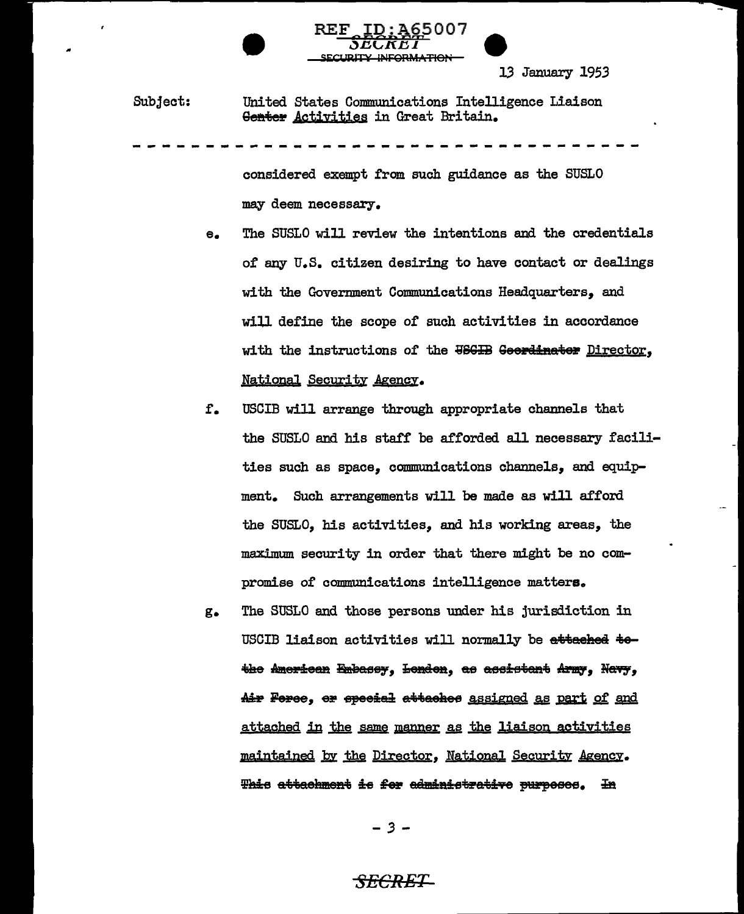REF ID:A65007

SECRET
SECURITY INFORMATION

13 January 1953

Subject: United States Communications Intelligence Liaison ~~Center~~ Activities in Great Britain.

- - - - - - - - - - - - - - - - - - - - - - - - - - - - - - - -

considered exempt from such guidance as the SUSLO may deem necessary.

e. The SUSLO will review the intentions and the credentials of any U.S. citizen desiring to have contact or dealings with the Government Communications Headquarters, and will define the scope of such activities in accordance with the instructions of the ~~USCIB Coordinator~~ Director, National Security Agency.

f. USCIB will arrange through appropriate channels that the SUSLO and his staff be afforded all necessary facilities such as space, communications channels, and equipment. Such arrangements will be made as will afford the SUSLO, his activities, and his working areas, the maximum security in order that there might be no compromise of communications intelligence matters.

g. The SUSLO and those persons under his jurisdiction in USCIB liaison activities will normally be ~~attached to the American Embassy, London, as assistant Army, Navy, Air Force, or special attaches~~ assigned as part of and attached in the same manner as the liaison activities maintained by the Director, National Security Agency. ~~This attachment is for administrative purposes. In~~

SECRET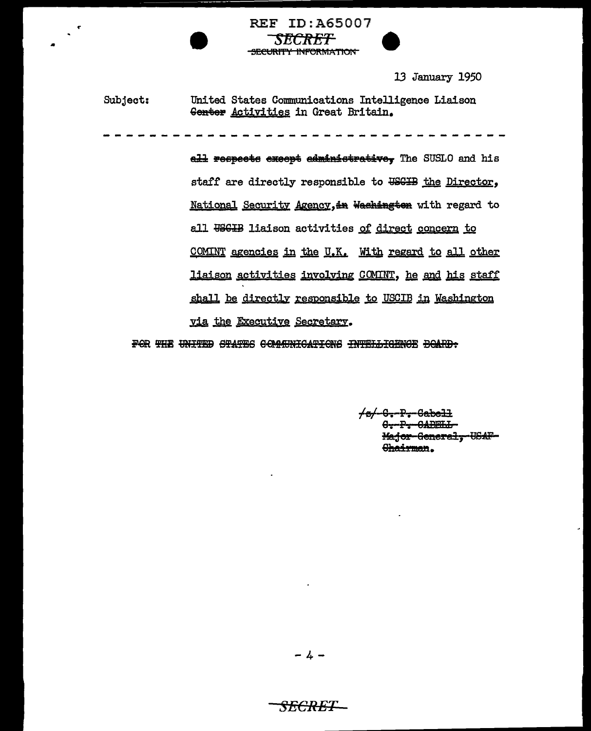REF ID:A65007

SECRET

~~SECURITY INFORMATION~~

13 January 1950

Subject: United States Communications Intelligence Liaison ~~Center~~ Activities in Great Britain.

- - - - - - - - - - - - - - - - - - - - - - - - - - - - - - - - - - -

~~all respects except administrative,~~ The SUSLO and his staff are directly responsible to ~~USCIB~~ the Director, National Security Agency, ~~in Washington~~ with regard to all ~~USCIB~~ liaison activities of direct concern to COMINT agencies in the U.K. With regard to all other liaison activities involving COMINT, he and his staff shall be directly responsible to USCIB in Washington via the Executive Secretary.

~~FOR THE UNITED STATES COMMUNICATIONS INTELLIGENCE BOARD:~~

~~/s/ C. P. Cabell~~
~~C. P. CABELL~~
~~Major General, USAF~~
~~Chairman.~~

SECRET